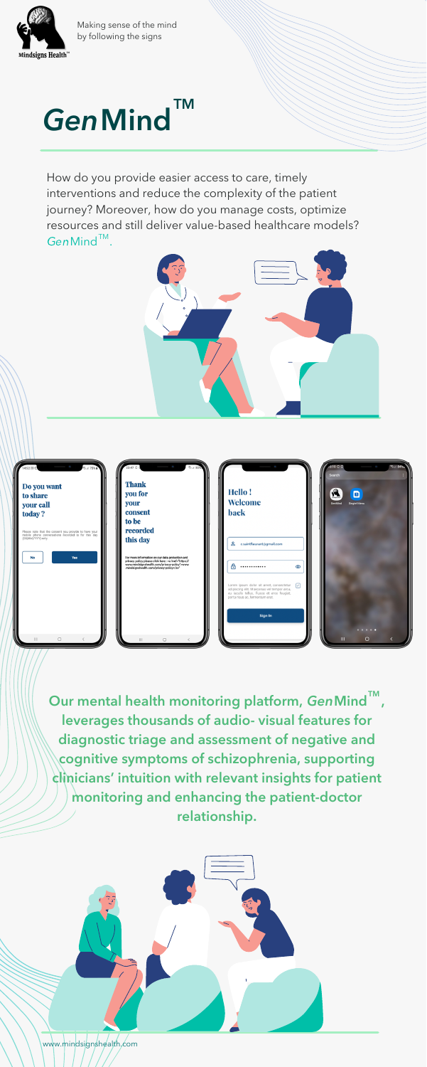Making sense of the mind by following the signs

# *Gen*Mind™

How do you provide easier access to care, timely interventions and reduce the complexity of the patient journey? Moreover, how do you manage costs, optimize resources and still deliver value-based healthcare models? *Gen*Mind™.

**Our mental health monitoring platform, *Gen*Mind™, leverages thousands of audio- visual features for diagnostic triage and assessment of negative and cognitive symptoms of schizophrenia, supporting clinicians' intuition with relevant insights for patient monitoring and enhancing the patient-doctor relationship.**

www.mindsignshealth.com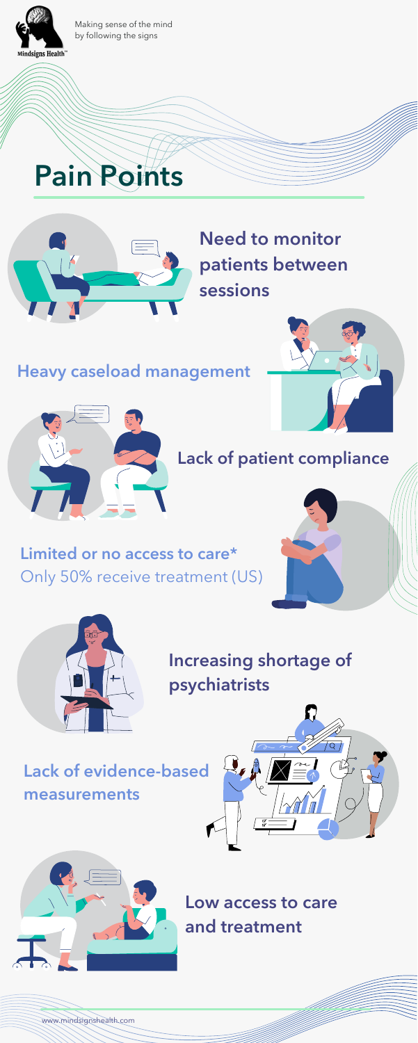Making sense of the mind by following the signs

# Pain Points

**Need to monitor patients between sessions**

**Heavy caseload management**

**Lack of patient compliance**

**Limited or no access to care***
Only 50% receive treatment (US)

**Increasing shortage of psychiatrists**

**Lack of evidence-based measurements**

**Low access to care and treatment**

www.mindsignshealth.com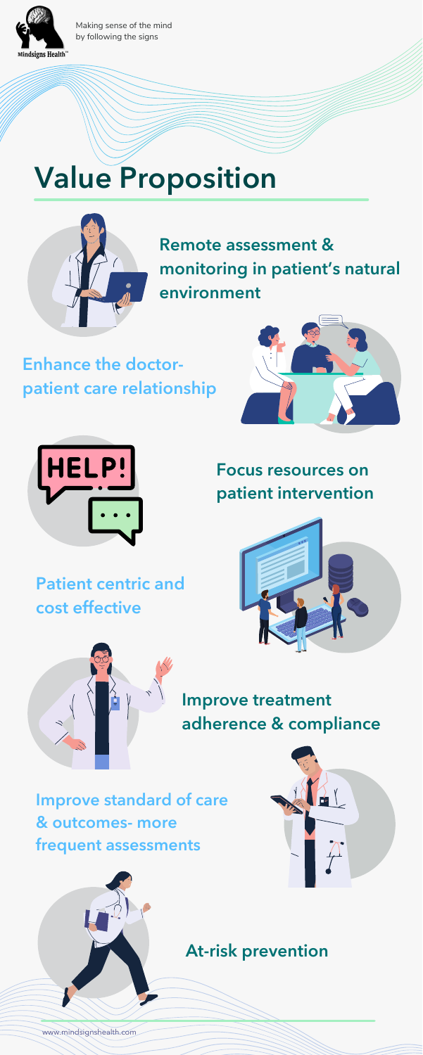# Value Proposition

- Remote assessment & monitoring in patient's natural environment
- Enhance the doctor-patient care relationship
- Focus resources on patient intervention
- Patient centric and cost effective
- Improve treatment adherence & compliance
- Improve standard of care & outcomes- more frequent assessments
- At-risk prevention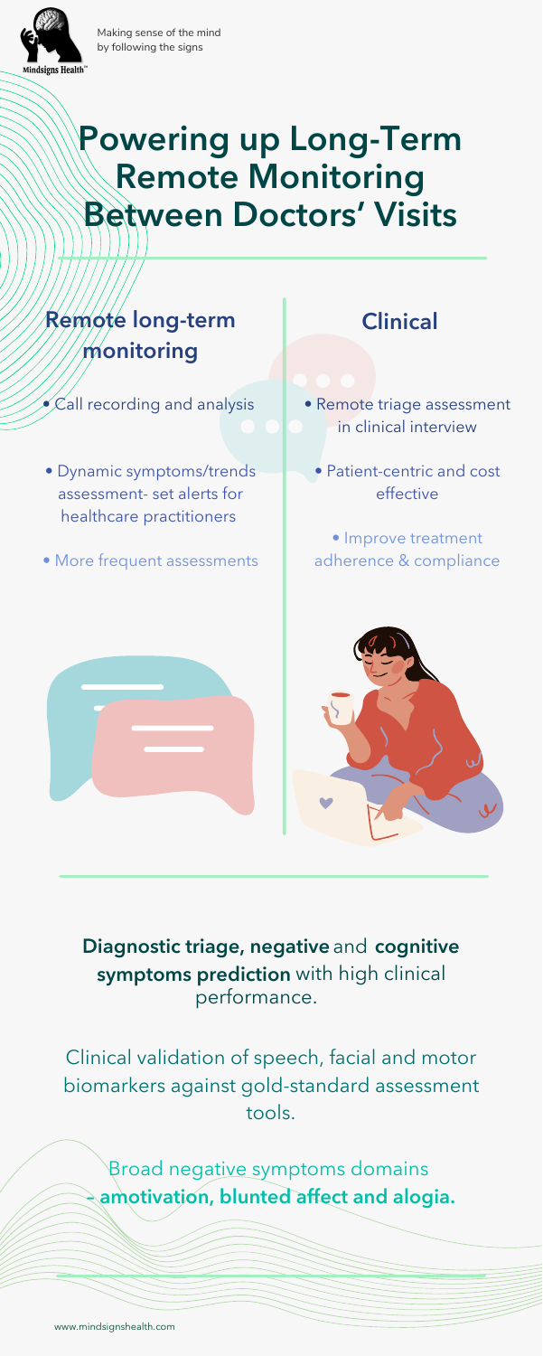Mindsigns Health™

Making sense of the mind by following the signs

# Powering up Long-Term Remote Monitoring Between Doctors' Visits

## Remote long-term monitoring

- Call recording and analysis
- Dynamic symptoms/trends assessment- set alerts for healthcare practitioners
- More frequent assessments

## Clinical

- Remote triage assessment in clinical interview
- Patient-centric and cost effective
- Improve treatment adherence & compliance

**Diagnostic triage, negative** and **cognitive symptoms prediction** with high clinical performance.

Clinical validation of speech, facial and motor biomarkers against gold-standard assessment tools.

Broad negative symptoms domains – **amotivation, blunted affect and alogia.**

www.mindsignshealth.com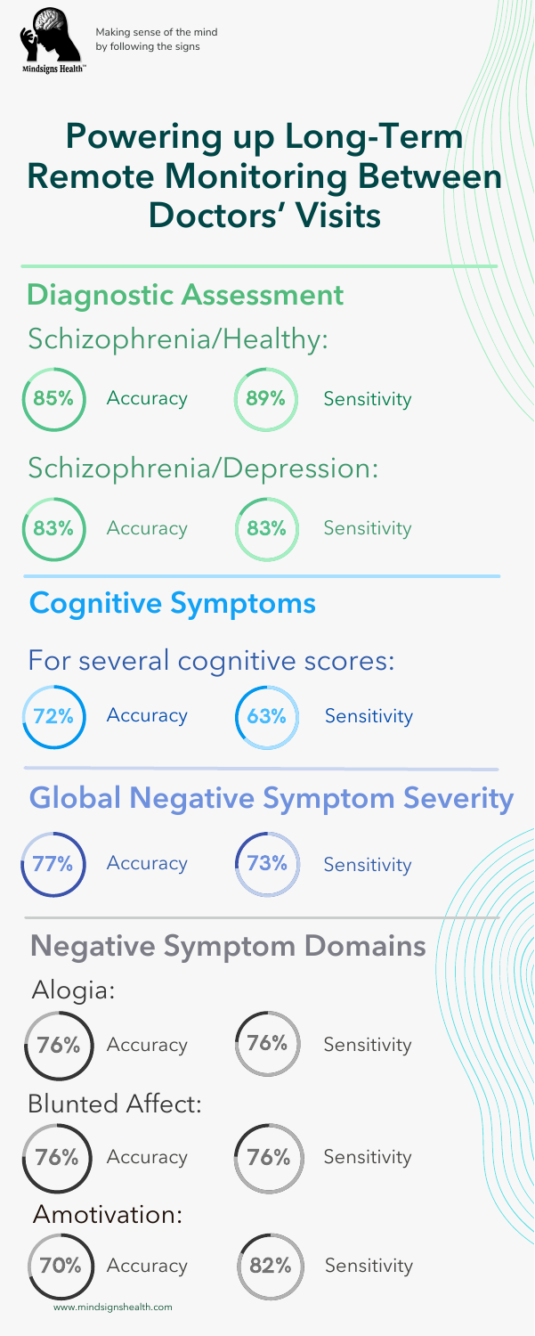Making sense of the mind by following the signs

Mindsigns Health™

# Powering up Long-Term Remote Monitoring Between Doctors' Visits

## Diagnostic Assessment

### Schizophrenia/Healthy:

85% Accuracy

89% Sensitivity

### Schizophrenia/Depression:

83% Accuracy

83% Sensitivity

## Cognitive Symptoms

### For several cognitive scores:

72% Accuracy

63% Sensitivity

## Global Negative Symptom Severity

77% Accuracy

73% Sensitivity

## Negative Symptom Domains

### Alogia:

76% Accuracy

76% Sensitivity

### Blunted Affect:

76% Accuracy

76% Sensitivity

### Amotivation:

70% Accuracy

82% Sensitivity

www.mindsignshealth.com